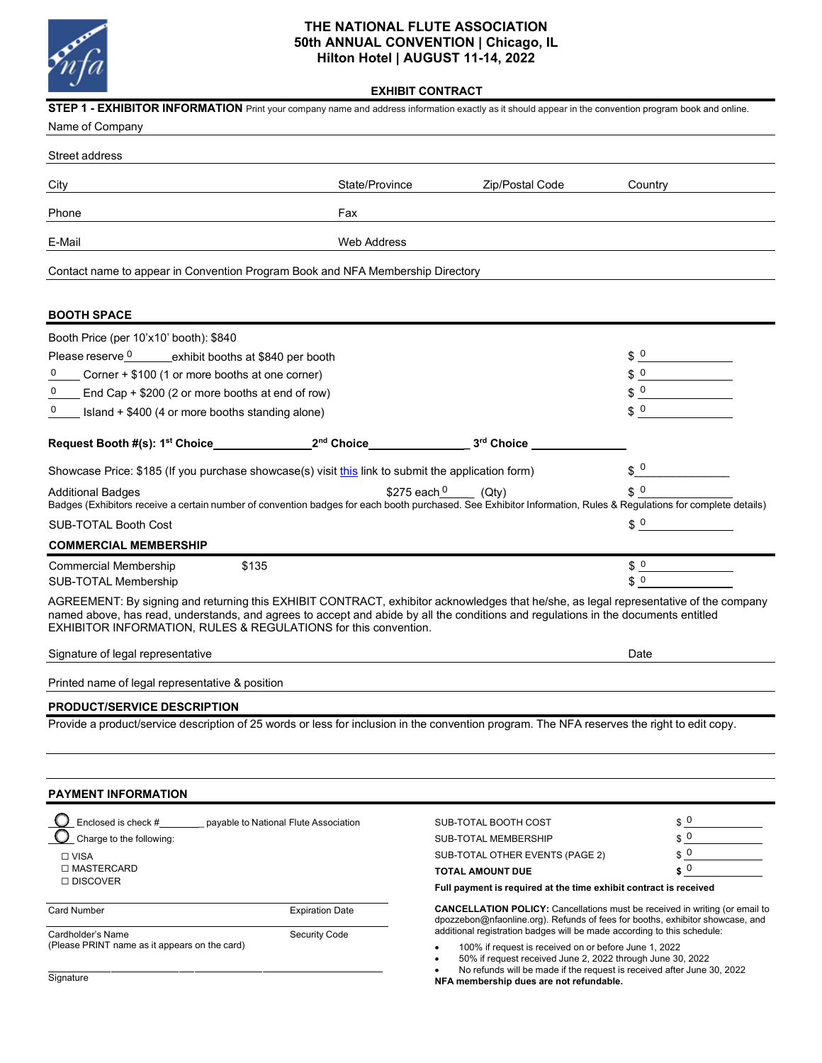# THE NATIONAL FLUTE ASSOCIATION
## 50th ANNUAL CONVENTION | Chicago, IL
## Hilton Hotel | AUGUST 11-14, 2022

**EXHIBIT CONTRACT**

**STEP 1 - EXHIBITOR INFORMATION** Print your company name and address information exactly as it should appear in the convention program book and online.

Name of Company

Street address

City | State/Province | Zip/Postal Code | Country

Phone | Fax

E-Mail | Web Address

Contact name to appear in Convention Program Book and NFA Membership Directory

## BOOTH SPACE

Booth Price (per 10'x10' booth): $840

| | |
|---|---|
| Please reserve 0 exhibit booths at $840 per booth | $ 0 |
| 0 Corner + $100 (1 or more booths at one corner) | $ 0 |
| 0 End Cap + $200 (2 or more booths at end of row) | $ 0 |
| 0 Island + $400 (4 or more booths standing alone) | $ 0 |

**Request Booth #(s): 1st Choice** ______ **2nd Choice** ______ **3rd Choice** ______

Showcase Price: $185 (If you purchase showcase(s) visit this link to submit the application form) $ 0

Additional Badges $275 each 0 (Qty) $ 0

Badges (Exhibitors receive a certain number of convention badges for each booth purchased. See Exhibitor Information, Rules & Regulations for complete details)

SUB-TOTAL Booth Cost $ 0

## COMMERCIAL MEMBERSHIP

Commercial Membership $135 $ 0

SUB-TOTAL Membership $ 0

AGREEMENT: By signing and returning this EXHIBIT CONTRACT, exhibitor acknowledges that he/she, as legal representative of the company named above, has read, understands, and agrees to accept and abide by all the conditions and regulations in the documents entitled EXHIBITOR INFORMATION, RULES & REGULATIONS for this convention.

Signature of legal representative | Date

Printed name of legal representative & position

## PRODUCT/SERVICE DESCRIPTION

Provide a product/service description of 25 words or less for inclusion in the convention program. The NFA reserves the right to edit copy.

## PAYMENT INFORMATION

- ◯ Enclosed is check # ________ payable to National Flute Association
- ◯ Charge to the following:
  - ☐ VISA
  - ☐ MASTERCARD
  - ☐ DISCOVER

Card Number | Expiration Date

Cardholder's Name (Please PRINT name as it appears on the card) | Security Code

Signature

| | |
|---|---|
| SUB-TOTAL BOOTH COST | $ 0 |
| SUB-TOTAL MEMBERSHIP | $ 0 |
| SUB-TOTAL OTHER EVENTS (PAGE 2) | $ 0 |
| **TOTAL AMOUNT DUE** | **$** 0 |

**Full payment is required at the time exhibit contract is received**

**CANCELLATION POLICY:** Cancellations must be received in writing (or email to dpozzebon@nfaonline.org). Refunds of fees for booths, exhibitor showcase, and additional registration badges will be made according to this schedule:

- 100% if request is received on or before June 1, 2022
- 50% if request received June 2, 2022 through June 30, 2022
- No refunds will be made if the request is received after June 30, 2022

**NFA membership dues are not refundable.**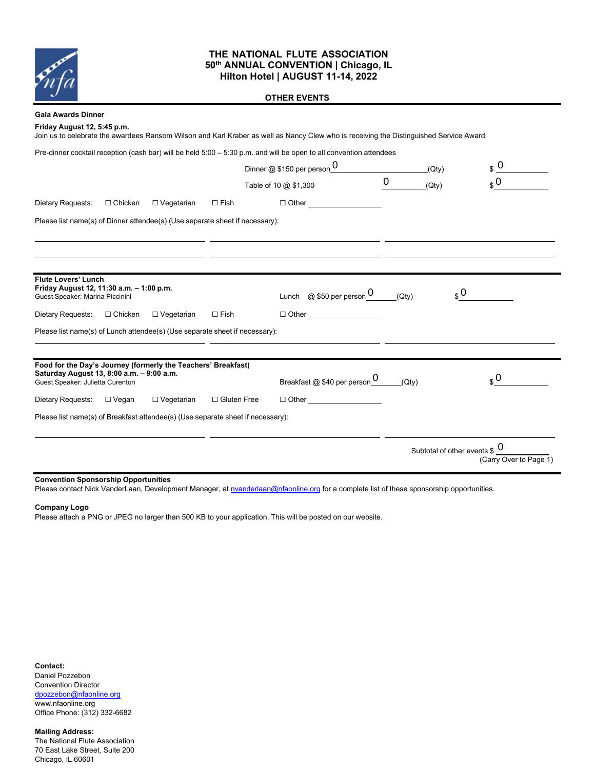# THE NATIONAL FLUTE ASSOCIATION
## 50th ANNUAL CONVENTION | Chicago, IL
## Hilton Hotel | AUGUST 11-14, 2022

### OTHER EVENTS

**Gala Awards Dinner**

**Friday August 12, 5:45 p.m.**
Join us to celebrate the awardees Ransom Wilson and Karl Kraber as well as Nancy Clew who is receiving the Distinguished Service Award.

Pre-dinner cocktail reception (cash bar) will be held 5:00 – 5:30 p.m. and will be open to all convention attendees

Dinner @ $150 per person 0 (Qty) $ 0

Table of 10 @ $1,300 0 (Qty) $ 0

Dietary Requests: ☐ Chicken ☐ Vegetarian ☐ Fish ☐ Other ________

Please list name(s) of Dinner attendee(s) (Use separate sheet if necessary):

**Flute Lovers' Lunch**
**Friday August 12, 11:30 a.m. – 1:00 p.m.**
Guest Speaker: Marina Piccinini

Lunch @ $50 per person 0 (Qty) $ 0

Dietary Requests: ☐ Chicken ☐ Vegetarian ☐ Fish ☐ Other ________

Please list name(s) of Lunch attendee(s) (Use separate sheet if necessary):

**Food for the Day's Journey (formerly the Teachers' Breakfast)**
**Saturday August 13, 8:00 a.m. – 9:00 a.m.**
Guest Speaker: Julietta Curenton

Breakfast @ $40 per person 0 (Qty) $ 0

Dietary Requests: ☐ Vegan ☐ Vegetarian ☐ Gluten Free ☐ Other ________

Please list name(s) of Breakfast attendee(s) (Use separate sheet if necessary):

Subtotal of other events $ 0
(Carry Over to Page 1)

**Convention Sponsorship Opportunities**
Please contact Nick VanderLaan, Development Manager, at nvanderlaan@nfaonline.org for a complete list of these sponsorship opportunities.

**Company Logo**
Please attach a PNG or JPEG no larger than 500 KB to your application. This will be posted on our website.

**Contact:**
Daniel Pozzebon
Convention Director
dpozzebon@nfaonline.org
www.nfaonline.org
Office Phone: (312) 332-6682

**Mailing Address:**
The National Flute Association
70 East Lake Street, Suite 200
Chicago, IL 60601